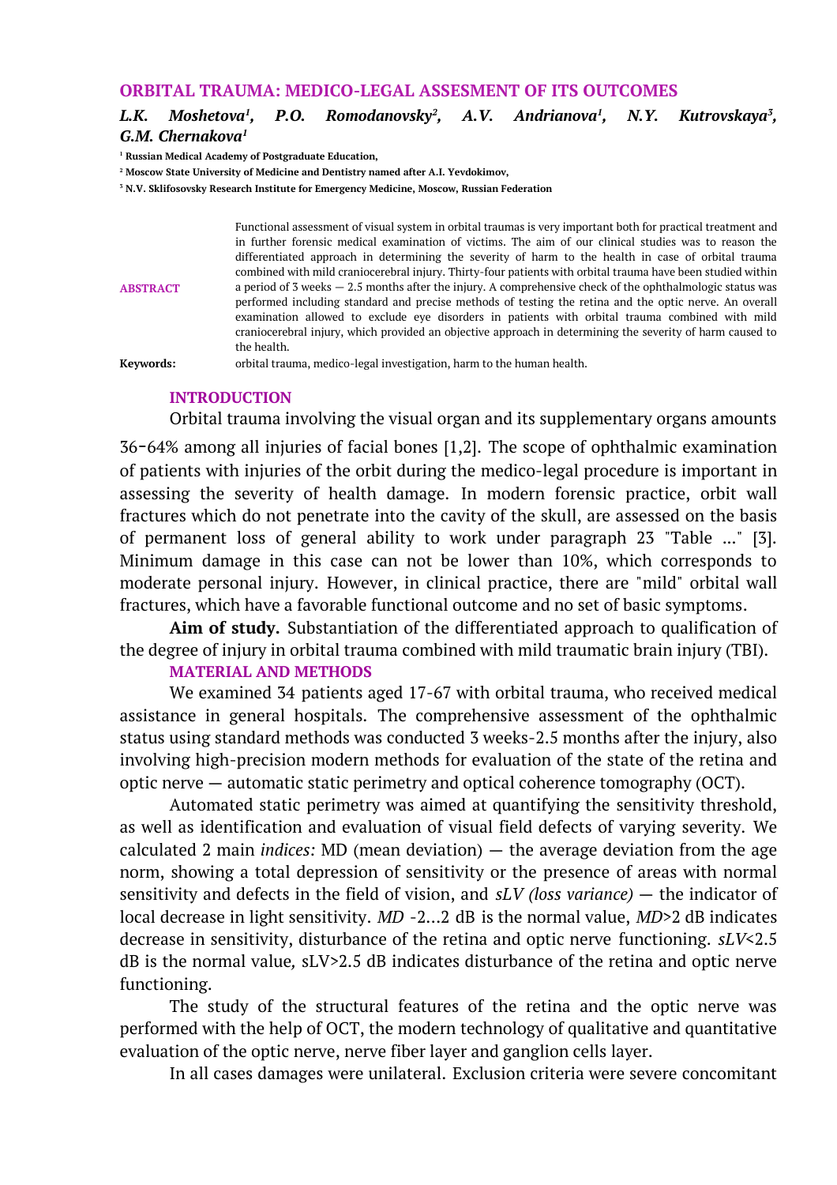# ORBITAL TRAUMA: MEDICO-LEGAL ASSESMENT OF ITS OUTCOMES

***L.K. Moshetova[1], P.O. Romodanovsky[2], A.V. Andrianova[1], N.Y. Kutrovskaya[3], G.M. Chernakova[1]***

[1] **Russian Medical Academy of Postgraduate Education,**

[2] **Moscow State University of Medicine and Dentistry named after A.I. Yevdokimov,**

[3] **N.V. Sklifosovsky Research Institute for Emergency Medicine, Moscow, Russian Federation**

**ABSTRACT**

Functional assessment of visual system in orbital traumas is very important both for practical treatment and in further forensic medical examination of victims. The aim of our clinical studies was to reason the differentiated approach in determining the severity of harm to the health in case of orbital trauma combined with mild craniocerebral injury. Thirty-four patients with orbital trauma have been studied within a period of 3 weeks — 2.5 months after the injury. A comprehensive check of the ophthalmologic status was performed including standard and precise methods of testing the retina and the optic nerve. An overall examination allowed to exclude eye disorders in patients with orbital trauma combined with mild craniocerebral injury, which provided an objective approach in determining the severity of harm caused to the health.

**Keywords:** orbital trauma, medico-legal investigation, harm to the human health.

## INTRODUCTION

Orbital trauma involving the visual organ and its supplementary organs amounts 36-64% among all injuries of facial bones [1,2]. The scope of ophthalmic examination of patients with injuries of the orbit during the medico-legal procedure is important in assessing the severity of health damage. In modern forensic practice, orbit wall fractures which do not penetrate into the cavity of the skull, are assessed on the basis of permanent loss of general ability to work under paragraph 23 "Table ..." [3]. Minimum damage in this case can not be lower than 10%, which corresponds to moderate personal injury. However, in clinical practice, there are "mild" orbital wall fractures, which have a favorable functional outcome and no set of basic symptoms.

**Aim of study.** Substantiation of the differentiated approach to qualification of the degree of injury in orbital trauma combined with mild traumatic brain injury (TBI).

## MATERIAL AND METHODS

We examined 34 patients aged 17-67 with orbital trauma, who received medical assistance in general hospitals. The comprehensive assessment of the ophthalmic status using standard methods was conducted 3 weeks-2.5 months after the injury, also involving high-precision modern methods for evaluation of the state of the retina and optic nerve — automatic static perimetry and optical coherence tomography (OCT).

Automated static perimetry was aimed at quantifying the sensitivity threshold, as well as identification and evaluation of visual field defects of varying severity. We calculated 2 main *indices:* MD (mean deviation) — the average deviation from the age norm, showing a total depression of sensitivity or the presence of areas with normal sensitivity and defects in the field of vision, and *sLV (loss variance)* — the indicator of local decrease in light sensitivity. *MD* -2…2 dB is the normal value, *MD*>2 dB indicates decrease in sensitivity, disturbance of the retina and optic nerve functioning. *sLV*<2.5 dB is the normal value*,* sLV>2.5 dB indicates disturbance of the retina and optic nerve functioning.

The study of the structural features of the retina and the optic nerve was performed with the help of OCT, the modern technology of qualitative and quantitative evaluation of the optic nerve, nerve fiber layer and ganglion cells layer.

In all cases damages were unilateral. Exclusion criteria were severe concomitant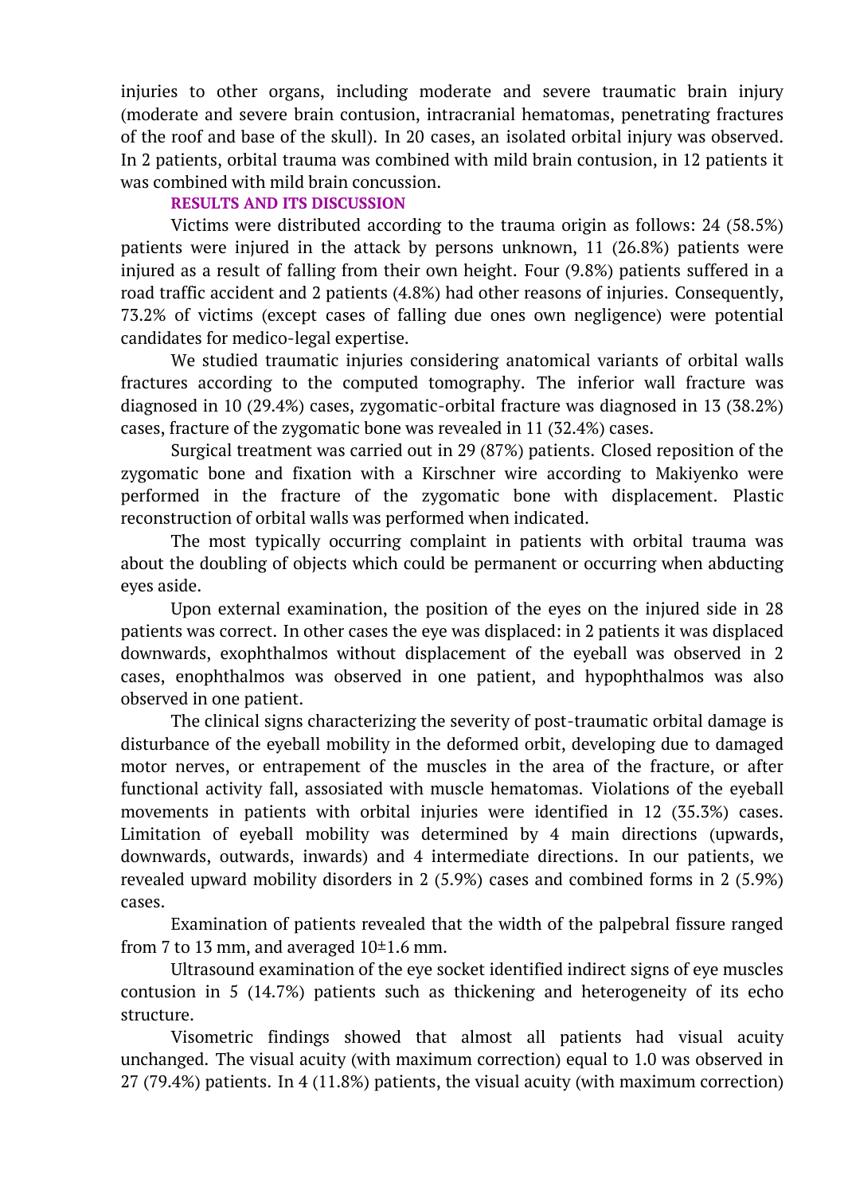injuries to other organs, including moderate and severe traumatic brain injury (moderate and severe brain contusion, intracranial hematomas, penetrating fractures of the roof and base of the skull). In 20 cases, an isolated orbital injury was observed. In 2 patients, orbital trauma was combined with mild brain contusion, in 12 patients it was combined with mild brain concussion.

## RESULTS AND ITS DISCUSSION

Victims were distributed according to the trauma origin as follows: 24 (58.5%) patients were injured in the attack by persons unknown, 11 (26.8%) patients were injured as a result of falling from their own height. Four (9.8%) patients suffered in a road traffic accident and 2 patients (4.8%) had other reasons of injuries. Consequently, 73.2% of victims (except cases of falling due ones own negligence) were potential candidates for medico-legal expertise.

We studied traumatic injuries considering anatomical variants of orbital walls fractures according to the computed tomography. The inferior wall fracture was diagnosed in 10 (29.4%) cases, zygomatic-orbital fracture was diagnosed in 13 (38.2%) cases, fracture of the zygomatic bone was revealed in 11 (32.4%) cases.

Surgical treatment was carried out in 29 (87%) patients. Closed reposition of the zygomatic bone and fixation with a Kirschner wire according to Makiyenko were performed in the fracture of the zygomatic bone with displacement. Plastic reconstruction of orbital walls was performed when indicated.

The most typically occurring complaint in patients with orbital trauma was about the doubling of objects which could be permanent or occurring when abducting eyes aside.

Upon external examination, the position of the eyes on the injured side in 28 patients was correct. In other cases the eye was displaced: in 2 patients it was displaced downwards, exophthalmos without displacement of the eyeball was observed in 2 cases, enophthalmos was observed in one patient, and hypophthalmos was also observed in one patient.

The clinical signs characterizing the severity of post-traumatic orbital damage is disturbance of the eyeball mobility in the deformed orbit, developing due to damaged motor nerves, or entrapement of the muscles in the area of the fracture, or after functional activity fall, assosiated with muscle hematomas. Violations of the eyeball movements in patients with orbital injuries were identified in 12 (35.3%) cases. Limitation of eyeball mobility was determined by 4 main directions (upwards, downwards, outwards, inwards) and 4 intermediate directions. In our patients, we revealed upward mobility disorders in 2 (5.9%) cases and combined forms in 2 (5.9%) cases.

Examination of patients revealed that the width of the palpebral fissure ranged from 7 to 13 mm, and averaged 10±1.6 mm.

Ultrasound examination of the eye socket identified indirect signs of eye muscles contusion in 5 (14.7%) patients such as thickening and heterogeneity of its echo structure.

Visometric findings showed that almost all patients had visual acuity unchanged. The visual acuity (with maximum correction) equal to 1.0 was observed in 27 (79.4%) patients. In 4 (11.8%) patients, the visual acuity (with maximum correction)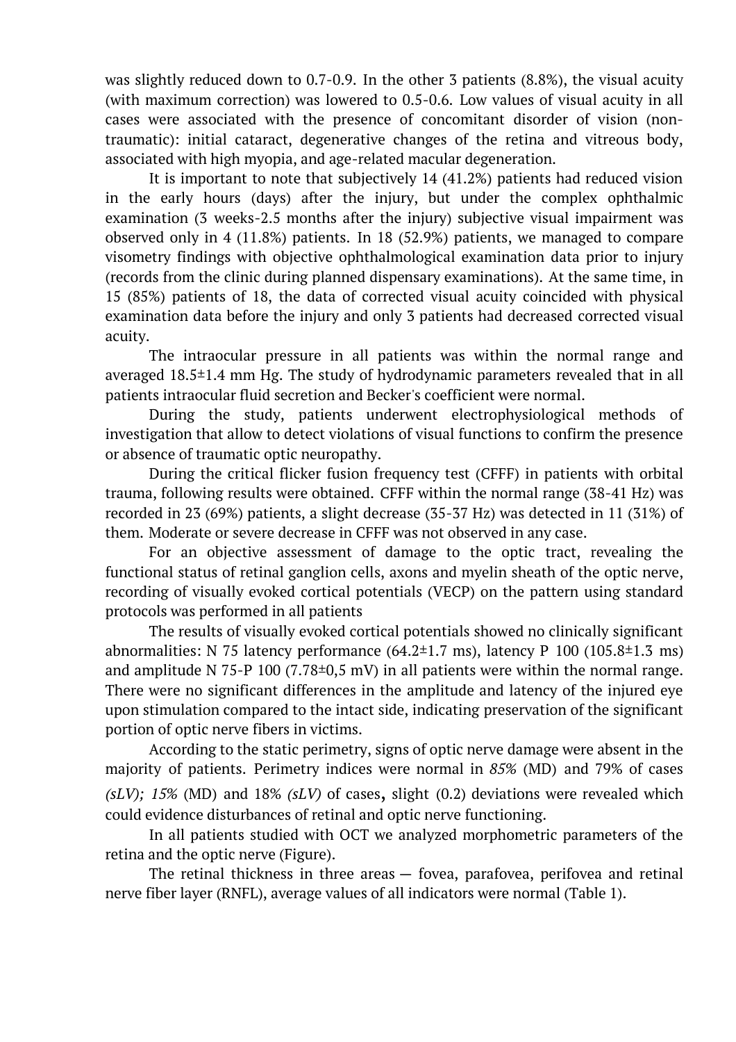was slightly reduced down to 0.7-0.9. In the other 3 patients (8.8%), the visual acuity (with maximum correction) was lowered to 0.5-0.6. Low values of visual acuity in all cases were associated with the presence of concomitant disorder of vision (non-traumatic): initial cataract, degenerative changes of the retina and vitreous body, associated with high myopia, and age-related macular degeneration.

It is important to note that subjectively 14 (41.2%) patients had reduced vision in the early hours (days) after the injury, but under the complex ophthalmic examination (3 weeks-2.5 months after the injury) subjective visual impairment was observed only in 4 (11.8%) patients. In 18 (52.9%) patients, we managed to compare visometry findings with objective ophthalmological examination data prior to injury (records from the clinic during planned dispensary examinations). At the same time, in 15 (85%) patients of 18, the data of corrected visual acuity coincided with physical examination data before the injury and only 3 patients had decreased corrected visual acuity.

The intraocular pressure in all patients was within the normal range and averaged 18.5±1.4 mm Hg. The study of hydrodynamic parameters revealed that in all patients intraocular fluid secretion and Becker's coefficient were normal.

During the study, patients underwent electrophysiological methods of investigation that allow to detect violations of visual functions to confirm the presence or absence of traumatic optic neuropathy.

During the critical flicker fusion frequency test (CFFF) in patients with orbital trauma, following results were obtained. CFFF within the normal range (38-41 Hz) was recorded in 23 (69%) patients, a slight decrease (35-37 Hz) was detected in 11 (31%) of them. Moderate or severe decrease in CFFF was not observed in any case.

For an objective assessment of damage to the optic tract, revealing the functional status of retinal ganglion cells, axons and myelin sheath of the optic nerve, recording of visually evoked cortical potentials (VECP) on the pattern using standard protocols was performed in all patients

The results of visually evoked cortical potentials showed no clinically significant abnormalities: N 75 latency performance (64.2±1.7 ms), latency P 100 (105.8±1.3 ms) and amplitude N 75-P 100 (7.78±0,5 mV) in all patients were within the normal range. There were no significant differences in the amplitude and latency of the injured eye upon stimulation compared to the intact side, indicating preservation of the significant portion of optic nerve fibers in victims.

According to the static perimetry, signs of optic nerve damage were absent in the majority of patients. Perimetry indices were normal in *85%* (MD) and 79% of cases *(sLV); 15%* (MD) and 18% *(sLV)* of cases**,** slight (0.2) deviations were revealed which could evidence disturbances of retinal and optic nerve functioning.

In all patients studied with OCT we analyzed morphometric parameters of the retina and the optic nerve (Figure).

The retinal thickness in three areas — fovea, parafovea, perifovea and retinal nerve fiber layer (RNFL), average values of all indicators were normal (Table 1).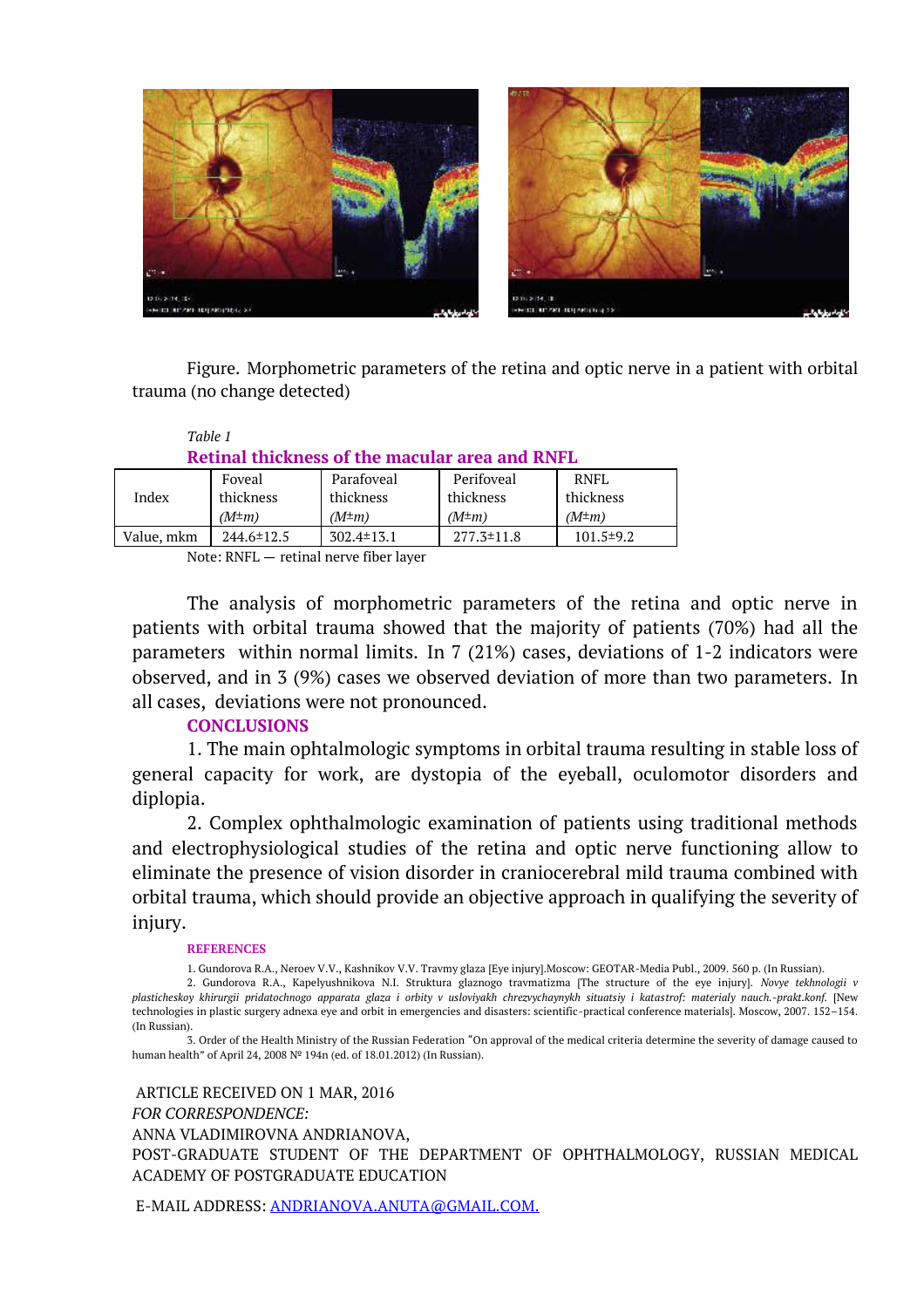Figure. Morphometric parameters of the retina and optic nerve in a patient with orbital trauma (no change detected)

*Table 1*

**Retinal thickness of the macular area and RNFL**

| Index | Foveal thickness *(M±m)* | Parafoveal thickness *(M±m)* | Perifoveal thickness *(M±m)* | RNFL thickness *(M±m)* |
|---|---|---|---|---|
| Value, mkm | 244.6±12.5 | 302.4±13.1 | 277.3±11.8 | 101.5±9.2 |

Note: RNFL — retinal nerve fiber layer

The analysis of morphometric parameters of the retina and optic nerve in patients with orbital trauma showed that the majority of patients (70%) had all the parameters within normal limits. In 7 (21%) cases, deviations of 1-2 indicators were observed, and in 3 (9%) cases we observed deviation of more than two parameters. In all cases, deviations were not pronounced.

## CONCLUSIONS

1. The main ophtalmologic symptoms in orbital trauma resulting in stable loss of general capacity for work, are dystopia of the eyeball, oculomotor disorders and diplopia.

2. Complex ophthalmologic examination of patients using traditional methods and electrophysiological studies of the retina and optic nerve functioning allow to eliminate the presence of vision disorder in craniocerebral mild trauma combined with orbital trauma, which should provide an objective approach in qualifying the severity of injury.

### REFERENCES

1. Gundorova R.A., Neroev V.V., Kashnikov V.V. Travmy glaza [Eye injury].Moscow: GEOTAR-Media Publ., 2009. 560 p. (In Russian).

2. Gundorova R.A., Kapelyushnikova N.I. Struktura glaznogo travmatizma [The structure of the eye injury]. *Novye tekhnologii v plasticheskoy khirurgii pridatochnogo apparata glaza i orbity v usloviyakh chrezvychaynykh situatsiy i katastrof: materialy nauch.-prakt.konf.* [New technologies in plastic surgery adnexa eye and orbit in emergencies and disasters: scientific-practical conference materials]. Moscow, 2007. 152–154. (In Russian).

3. Order of the Health Ministry of the Russian Federation "On approval of the medical criteria determine the severity of damage caused to human health" of April 24, 2008 № 194n (ed. of 18.01.2012) (In Russian).

ARTICLE RECEIVED ON 1 MAR, 2016

*FOR CORRESPONDENCE:*

ANNA VLADIMIROVNA ANDRIANOVA,

POST-GRADUATE STUDENT OF THE DEPARTMENT OF OPHTHALMOLOGY, RUSSIAN MEDICAL ACADEMY OF POSTGRADUATE EDUCATION

E-MAIL ADDRESS: ANDRIANOVA.ANUTA@GMAIL.COM.